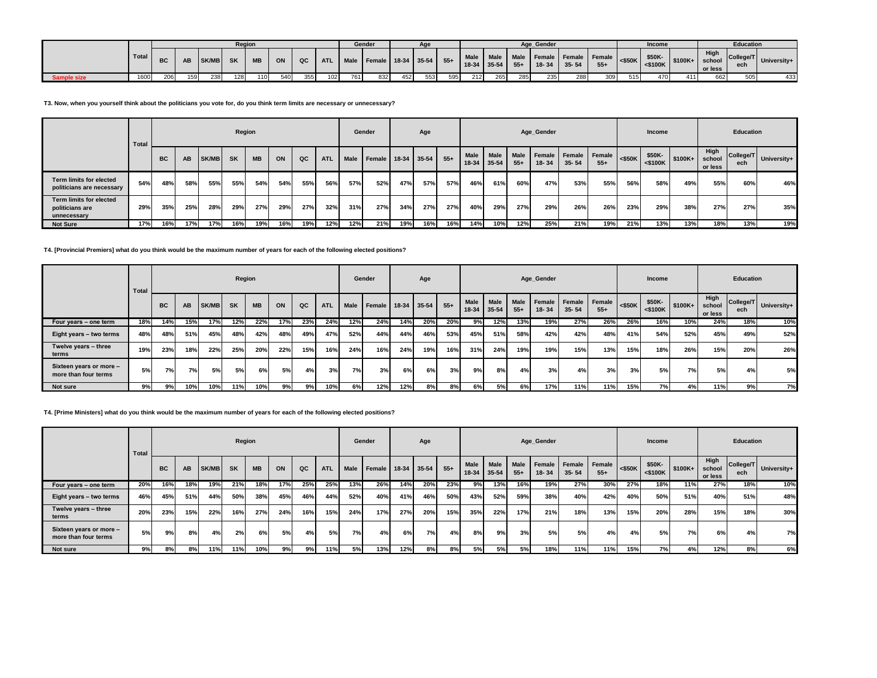| | Total | Region | | | | | | | | Gender | | Age | | | Age_Gender | | | | | | Income | | | Education | | |
|---|---|---|---|---|---|---|---|---|---|---|---|---|---|---|---|---|---|---|---|---|---|---|---|---|---|---|
| | | BC | AB | SK/MB | SK | MB | ON | QC | ATL | Male | Female | 18-34 | 35-54 | 55+ | Male 18-34 | Male 35-54 | Male 55+ | Female 18- 34 | Female 35- 54 | Female 55+ | <$50K | $50K- <$100K | $100K+ | High school or less | College/Tech | University+ |
| Sample size | 1600 | 206 | 159 | 238 | 128 | 110 | 540 | 355 | 102 | 761 | 832 | 452 | 553 | 595 | 212 | 265 | 285 | 235 | 288 | 309 | 515 | 470 | 411 | 662 | 505 | 433 |

**T3. Now, when you yourself think about the politicians you vote for, do you think term limits are necessary or unnecessary?**

| | Total | Region | | | | | | | | Gender | | Age | | | Age_Gender | | | | | | Income | | | Education | | |
|---|---|---|---|---|---|---|---|---|---|---|---|---|---|---|---|---|---|---|---|---|---|---|---|---|---|---|
| | | BC | AB | SK/MB | SK | MB | ON | QC | ATL | Male | Female | 18-34 | 35-54 | 55+ | Male 18-34 | Male 35-54 | Male 55+ | Female 18- 34 | Female 35- 54 | Female 55+ | <$50K | $50K- <$100K | $100K+ | High school or less | College/Tech | University+ |
| Term limits for elected politicians are necessary | 54% | 48% | 58% | 55% | 55% | 54% | 54% | 55% | 56% | 57% | 52% | 47% | 57% | 57% | 46% | 61% | 60% | 47% | 53% | 55% | 56% | 58% | 49% | 55% | 60% | 46% |
| Term limits for elected politicians are unnecessary | 29% | 35% | 25% | 28% | 29% | 27% | 29% | 27% | 32% | 31% | 27% | 34% | 27% | 27% | 40% | 29% | 27% | 29% | 26% | 26% | 23% | 29% | 38% | 27% | 27% | 35% |
| Not Sure | 17% | 16% | 17% | 17% | 16% | 19% | 16% | 19% | 12% | 12% | 21% | 19% | 16% | 16% | 14% | 10% | 12% | 25% | 21% | 19% | 21% | 13% | 13% | 18% | 13% | 19% |

**T4. [Provincial Premiers] what do you think would be the maximum number of years for each of the following elected positions?**

| | Total | Region | | | | | | | | Gender | | Age | | | Age_Gender | | | | | | Income | | | Education | | |
|---|---|---|---|---|---|---|---|---|---|---|---|---|---|---|---|---|---|---|---|---|---|---|---|---|---|---|
| | | BC | AB | SK/MB | SK | MB | ON | QC | ATL | Male | Female | 18-34 | 35-54 | 55+ | Male 18-34 | Male 35-54 | Male 55+ | Female 18- 34 | Female 35- 54 | Female 55+ | <$50K | $50K- <$100K | $100K+ | High school or less | College/Tech | University+ |
| Four years – one term | 18% | 14% | 15% | 17% | 12% | 22% | 17% | 23% | 24% | 12% | 24% | 14% | 20% | 20% | 9% | 12% | 13% | 19% | 27% | 26% | 26% | 16% | 10% | 24% | 18% | 10% |
| Eight years – two terms | 48% | 48% | 51% | 45% | 48% | 42% | 48% | 49% | 47% | 52% | 44% | 44% | 46% | 53% | 45% | 51% | 58% | 42% | 42% | 48% | 41% | 54% | 52% | 45% | 49% | 52% |
| Twelve years – three terms | 19% | 23% | 18% | 22% | 25% | 20% | 22% | 15% | 16% | 24% | 16% | 24% | 19% | 16% | 31% | 24% | 19% | 19% | 15% | 13% | 15% | 18% | 26% | 15% | 20% | 26% |
| Sixteen years or more – more than four terms | 5% | 7% | 7% | 5% | 5% | 6% | 5% | 4% | 3% | 7% | 3% | 6% | 6% | 3% | 9% | 8% | 4% | 3% | 4% | 3% | 3% | 5% | 7% | 5% | 4% | 5% |
| Not sure | 9% | 9% | 10% | 10% | 11% | 10% | 9% | 9% | 10% | 6% | 12% | 12% | 8% | 8% | 6% | 5% | 6% | 17% | 11% | 11% | 15% | 7% | 4% | 11% | 9% | 7% |

**T4. [Prime Ministers] what do you think would be the maximum number of years for each of the following elected positions?**

| | Total | Region | | | | | | | | Gender | | Age | | | Age_Gender | | | | | | Income | | | Education | | |
|---|---|---|---|---|---|---|---|---|---|---|---|---|---|---|---|---|---|---|---|---|---|---|---|---|---|---|
| | | BC | AB | SK/MB | SK | MB | ON | QC | ATL | Male | Female | 18-34 | 35-54 | 55+ | Male 18-34 | Male 35-54 | Male 55+ | Female 18- 34 | Female 35- 54 | Female 55+ | <$50K | $50K- <$100K | $100K+ | High school or less | College/Tech | University+ |
| Four years – one term | 20% | 16% | 18% | 19% | 21% | 18% | 17% | 25% | 25% | 13% | 26% | 14% | 20% | 23% | 9% | 13% | 16% | 19% | 27% | 30% | 27% | 18% | 11% | 27% | 18% | 10% |
| Eight years – two terms | 46% | 45% | 51% | 44% | 50% | 38% | 45% | 46% | 44% | 52% | 40% | 41% | 46% | 50% | 43% | 52% | 59% | 38% | 40% | 42% | 40% | 50% | 51% | 40% | 51% | 48% |
| Twelve years – three terms | 20% | 23% | 15% | 22% | 16% | 27% | 24% | 16% | 15% | 24% | 17% | 27% | 20% | 15% | 35% | 22% | 17% | 21% | 18% | 13% | 15% | 20% | 28% | 15% | 18% | 30% |
| Sixteen years or more – more than four terms | 5% | 9% | 8% | 4% | 2% | 6% | 5% | 4% | 5% | 7% | 4% | 6% | 7% | 4% | 8% | 9% | 3% | 5% | 5% | 4% | 4% | 5% | 7% | 6% | 4% | 7% |
| Not sure | 9% | 8% | 8% | 11% | 11% | 10% | 9% | 9% | 11% | 5% | 13% | 12% | 8% | 8% | 5% | 5% | 5% | 18% | 11% | 11% | 15% | 7% | 4% | 12% | 8% | 6% |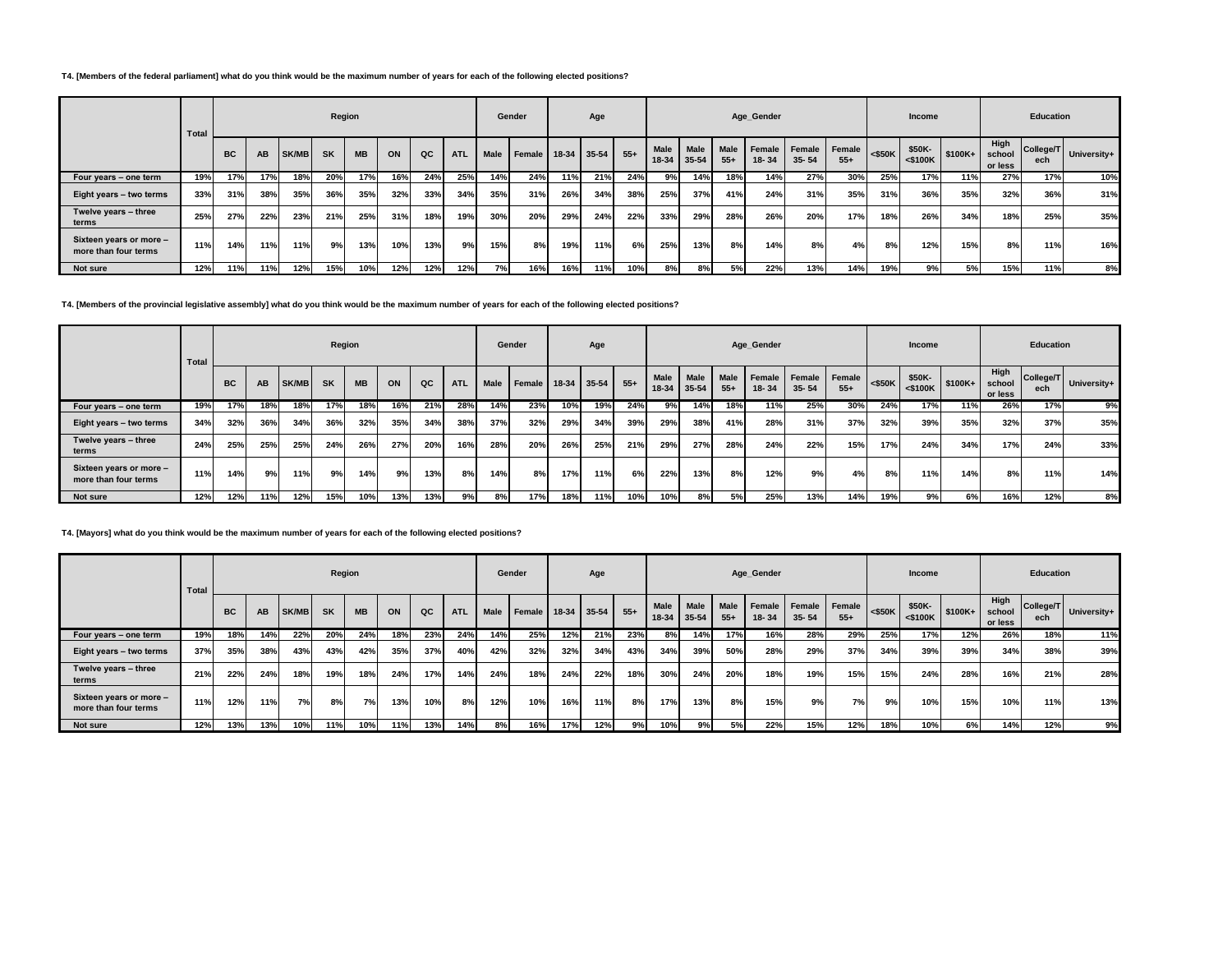**T4. [Members of the federal parliament] what do you think would be the maximum number of years for each of the following elected positions?**

| | Total | Region | | | | | | | | Gender | | Age | | | Age_Gender | | | | | | Income | | | Education | | |
|---|---|---|---|---|---|---|---|---|---|---|---|---|---|---|---|---|---|---|---|---|---|---|---|---|---|---|
| | | BC | AB | SK/MB | SK | MB | ON | QC | ATL | Male | Female | 18-34 | 35-54 | 55+ | Male 18-34 | Male 35-54 | Male 55+ | Female 18- 34 | Female 35- 54 | Female 55+ | <$50K | $50K-<$100K | $100K+ | High school or less | College/Tech | University+ |
| Four years – one term | 19% | 17% | 17% | 18% | 20% | 17% | 16% | 24% | 25% | 14% | 24% | 11% | 21% | 24% | 9% | 14% | 18% | 14% | 27% | 30% | 25% | 17% | 11% | 27% | 17% | 10% |
| Eight years – two terms | 33% | 31% | 38% | 35% | 36% | 35% | 32% | 33% | 34% | 35% | 31% | 26% | 34% | 38% | 25% | 37% | 41% | 24% | 31% | 35% | 31% | 36% | 35% | 32% | 36% | 31% |
| Twelve years – three terms | 25% | 27% | 22% | 23% | 21% | 25% | 31% | 18% | 19% | 30% | 20% | 29% | 24% | 22% | 33% | 29% | 28% | 26% | 20% | 17% | 18% | 26% | 34% | 18% | 25% | 35% |
| Sixteen years or more – more than four terms | 11% | 14% | 11% | 11% | 9% | 13% | 10% | 13% | 9% | 15% | 8% | 19% | 11% | 6% | 25% | 13% | 8% | 14% | 8% | 4% | 8% | 12% | 15% | 8% | 11% | 16% |
| Not sure | 12% | 11% | 11% | 12% | 15% | 10% | 12% | 12% | 12% | 7% | 16% | 16% | 11% | 10% | 8% | 8% | 5% | 22% | 13% | 14% | 19% | 9% | 5% | 15% | 11% | 8% |

**T4. [Members of the provincial legislative assembly] what do you think would be the maximum number of years for each of the following elected positions?**

| | Total | Region | | | | | | | | Gender | | Age | | | Age_Gender | | | | | | Income | | | Education | | |
|---|---|---|---|---|---|---|---|---|---|---|---|---|---|---|---|---|---|---|---|---|---|---|---|---|---|---|
| | | BC | AB | SK/MB | SK | MB | ON | QC | ATL | Male | Female | 18-34 | 35-54 | 55+ | Male 18-34 | Male 35-54 | Male 55+ | Female 18- 34 | Female 35- 54 | Female 55+ | <$50K | $50K-<$100K | $100K+ | High school or less | College/Tech | University+ |
| Four years – one term | 19% | 17% | 18% | 18% | 17% | 18% | 16% | 21% | 28% | 14% | 23% | 10% | 19% | 24% | 9% | 14% | 18% | 11% | 25% | 30% | 24% | 17% | 11% | 26% | 17% | 9% |
| Eight years – two terms | 34% | 32% | 36% | 34% | 36% | 32% | 35% | 34% | 38% | 37% | 32% | 29% | 34% | 39% | 29% | 38% | 41% | 28% | 31% | 37% | 32% | 39% | 35% | 32% | 37% | 35% |
| Twelve years – three terms | 24% | 25% | 25% | 25% | 24% | 26% | 27% | 20% | 16% | 28% | 20% | 26% | 25% | 21% | 29% | 27% | 28% | 24% | 22% | 15% | 17% | 24% | 34% | 17% | 24% | 33% |
| Sixteen years or more – more than four terms | 11% | 14% | 9% | 11% | 9% | 14% | 9% | 13% | 8% | 14% | 8% | 17% | 11% | 6% | 22% | 13% | 8% | 12% | 9% | 4% | 8% | 11% | 14% | 8% | 11% | 14% |
| Not sure | 12% | 12% | 11% | 12% | 15% | 10% | 13% | 13% | 9% | 8% | 17% | 18% | 11% | 10% | 10% | 8% | 5% | 25% | 13% | 14% | 19% | 9% | 6% | 16% | 12% | 8% |

**T4. [Mayors] what do you think would be the maximum number of years for each of the following elected positions?**

| | Total | Region | | | | | | | | Gender | | Age | | | Age_Gender | | | | | | Income | | | Education | | |
|---|---|---|---|---|---|---|---|---|---|---|---|---|---|---|---|---|---|---|---|---|---|---|---|---|---|---|
| | | BC | AB | SK/MB | SK | MB | ON | QC | ATL | Male | Female | 18-34 | 35-54 | 55+ | Male 18-34 | Male 35-54 | Male 55+ | Female 18- 34 | Female 35- 54 | Female 55+ | <$50K | $50K-<$100K | $100K+ | High school or less | College/Tech | University+ |
| Four years – one term | 19% | 18% | 14% | 22% | 20% | 24% | 18% | 23% | 24% | 14% | 25% | 12% | 21% | 23% | 8% | 14% | 17% | 16% | 28% | 29% | 25% | 17% | 12% | 26% | 18% | 11% |
| Eight years – two terms | 37% | 35% | 38% | 43% | 43% | 42% | 35% | 37% | 40% | 42% | 32% | 32% | 34% | 43% | 34% | 39% | 50% | 28% | 29% | 37% | 34% | 39% | 39% | 34% | 38% | 39% |
| Twelve years – three terms | 21% | 22% | 24% | 18% | 19% | 18% | 24% | 17% | 14% | 24% | 18% | 24% | 22% | 18% | 30% | 24% | 20% | 18% | 19% | 15% | 15% | 24% | 28% | 16% | 21% | 28% |
| Sixteen years or more – more than four terms | 11% | 12% | 11% | 7% | 8% | 7% | 13% | 10% | 8% | 12% | 10% | 16% | 11% | 8% | 17% | 13% | 8% | 15% | 9% | 7% | 9% | 10% | 15% | 10% | 11% | 13% |
| Not sure | 12% | 13% | 13% | 10% | 11% | 10% | 11% | 13% | 14% | 8% | 16% | 17% | 12% | 9% | 10% | 9% | 5% | 22% | 15% | 12% | 18% | 10% | 6% | 14% | 12% | 9% |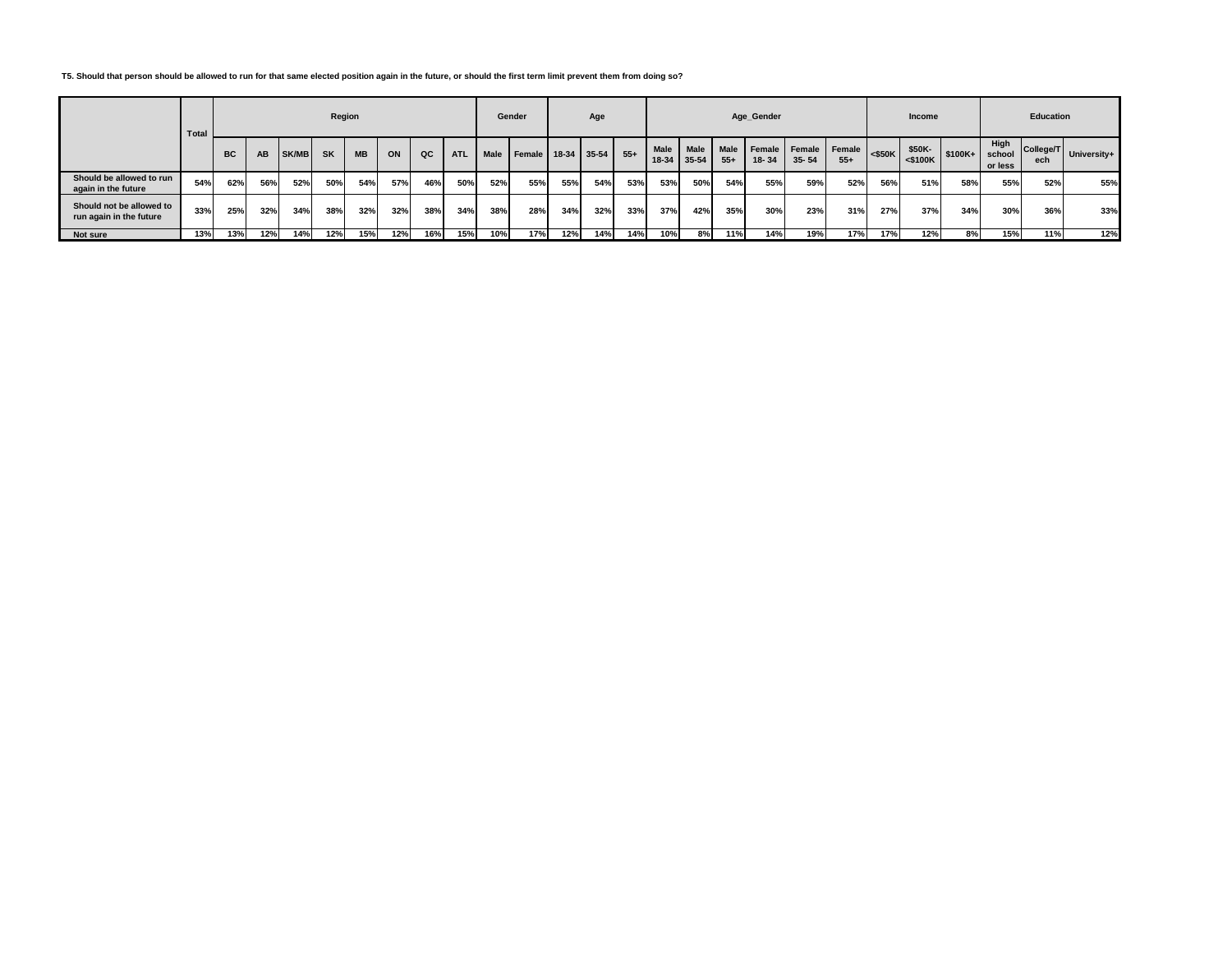**T5. Should that person should be allowed to run for that same elected position again in the future, or should the first term limit prevent them from doing so?**

| | Total | Region | | | | | | | | Gender | | Age | | | Age_Gender | | | | | | Income | | | Education | | |
|---|---|---|---|---|---|---|---|---|---|---|---|---|---|---|---|---|---|---|---|---|---|---|---|---|---|---|
| | | BC | AB | SK/MB | SK | MB | ON | QC | ATL | Male | Female | 18-34 | 35-54 | 55+ | Male 18-34 | Male 35-54 | Male 55+ | Female 18- 34 | Female 35- 54 | Female 55+ | <$50K | $50K-<$100K | $100K+ | High school or less | College/Tech | University+ |
| Should be allowed to run again in the future | 54% | 62% | 56% | 52% | 50% | 54% | 57% | 46% | 50% | 52% | 55% | 55% | 54% | 53% | 53% | 50% | 54% | 55% | 59% | 52% | 56% | 51% | 58% | 55% | 52% | 55% |
| Should not be allowed to run again in the future | 33% | 25% | 32% | 34% | 38% | 32% | 32% | 38% | 34% | 38% | 28% | 34% | 32% | 33% | 37% | 42% | 35% | 30% | 23% | 31% | 27% | 37% | 34% | 30% | 36% | 33% |
| Not sure | 13% | 13% | 12% | 14% | 12% | 15% | 12% | 16% | 15% | 10% | 17% | 12% | 14% | 14% | 10% | 8% | 11% | 14% | 19% | 17% | 17% | 12% | 8% | 15% | 11% | 12% |